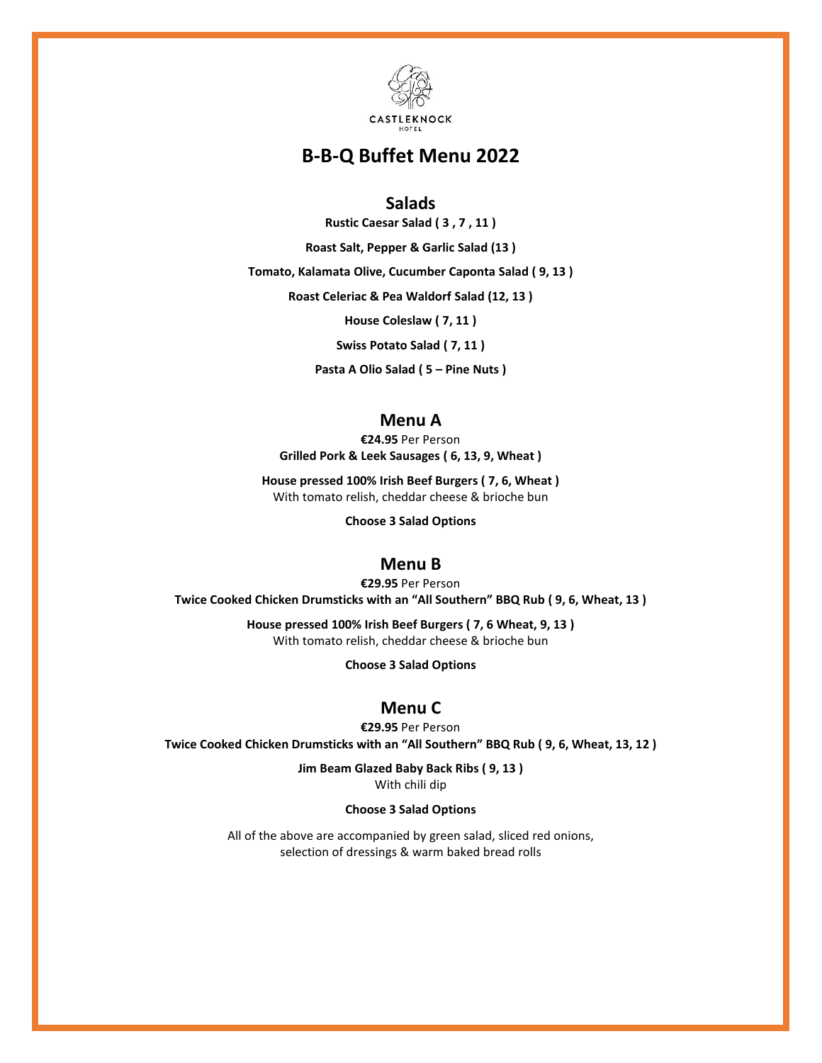CASTLEKNOCK HOTEL

# B-B-Q Buffet Menu 2022

## Salads

**Rustic Caesar Salad ( 3 , 7 , 11 )**

**Roast Salt, Pepper & Garlic Salad (13 )**

**Tomato, Kalamata Olive, Cucumber Caponta Salad ( 9, 13 )**

**Roast Celeriac & Pea Waldorf Salad (12, 13 )**

**House Coleslaw ( 7, 11 )**

**Swiss Potato Salad ( 7, 11 )**

**Pasta A Olio Salad ( 5 – Pine Nuts )**

## Menu A

**€24.95** Per Person

**Grilled Pork & Leek Sausages ( 6, 13, 9, Wheat )**

**House pressed 100% Irish Beef Burgers ( 7, 6, Wheat )**
With tomato relish, cheddar cheese & brioche bun

**Choose 3 Salad Options**

## Menu B

**€29.95** Per Person

**Twice Cooked Chicken Drumsticks with an "All Southern" BBQ Rub ( 9, 6, Wheat, 13 )**

**House pressed 100% Irish Beef Burgers ( 7, 6 Wheat, 9, 13 )**
With tomato relish, cheddar cheese & brioche bun

**Choose 3 Salad Options**

## Menu C

**€29.95** Per Person

**Twice Cooked Chicken Drumsticks with an "All Southern" BBQ Rub ( 9, 6, Wheat, 13, 12 )**

**Jim Beam Glazed Baby Back Ribs ( 9, 13 )**
With chili dip

**Choose 3 Salad Options**

All of the above are accompanied by green salad, sliced red onions, selection of dressings & warm baked bread rolls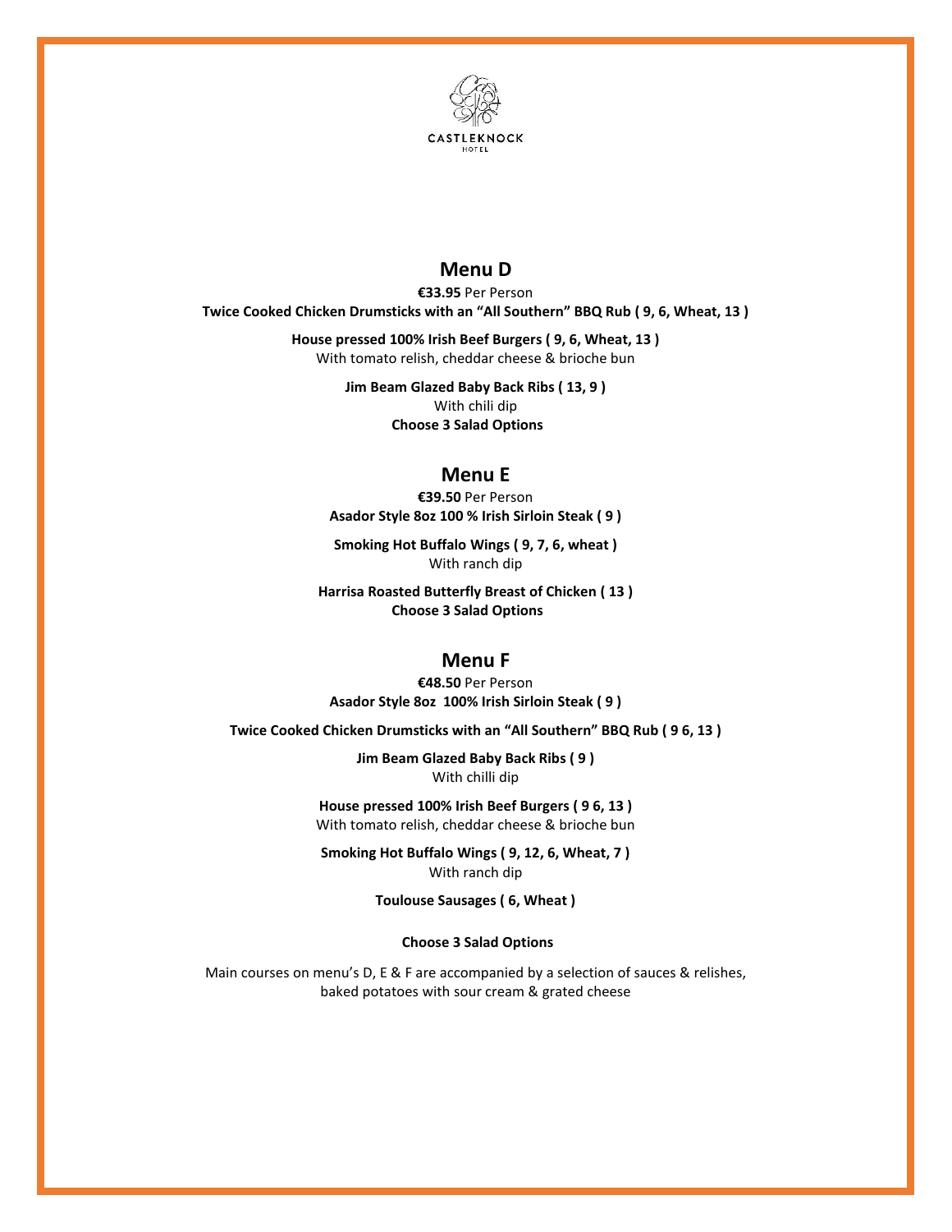CASTLEKNOCK HOTEL

## Menu D

**€33.95** Per Person

**Twice Cooked Chicken Drumsticks with an "All Southern" BBQ Rub ( 9, 6, Wheat, 13 )**

**House pressed 100% Irish Beef Burgers ( 9, 6, Wheat, 13 )**
With tomato relish, cheddar cheese & brioche bun

**Jim Beam Glazed Baby Back Ribs ( 13, 9 )**
With chili dip

**Choose 3 Salad Options**

## Menu E

**€39.50** Per Person

**Asador Style 8oz 100 % Irish Sirloin Steak ( 9 )**

**Smoking Hot Buffalo Wings ( 9, 7, 6, wheat )**
With ranch dip

**Harrisa Roasted Butterfly Breast of Chicken ( 13 )**

**Choose 3 Salad Options**

## Menu F

**€48.50** Per Person

**Asador Style 8oz 100% Irish Sirloin Steak ( 9 )**

**Twice Cooked Chicken Drumsticks with an "All Southern" BBQ Rub ( 9 6, 13 )**

**Jim Beam Glazed Baby Back Ribs ( 9 )**
With chilli dip

**House pressed 100% Irish Beef Burgers ( 9 6, 13 )**
With tomato relish, cheddar cheese & brioche bun

**Smoking Hot Buffalo Wings ( 9, 12, 6, Wheat, 7 )**
With ranch dip

**Toulouse Sausages ( 6, Wheat )**

**Choose 3 Salad Options**

Main courses on menu's D, E & F are accompanied by a selection of sauces & relishes, baked potatoes with sour cream & grated cheese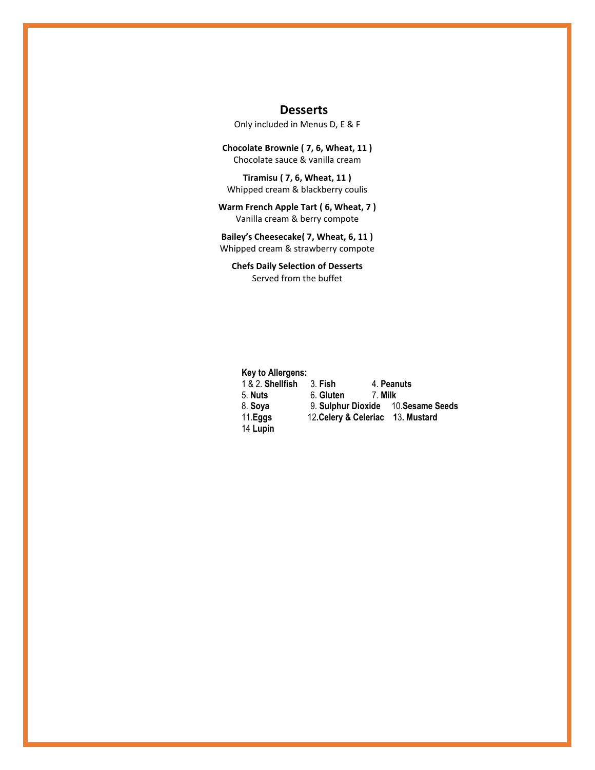# Desserts

Only included in Menus D, E & F

**Chocolate Brownie ( 7, 6, Wheat, 11 )**
Chocolate sauce & vanilla cream

**Tiramisu ( 7, 6, Wheat, 11 )**
Whipped cream & blackberry coulis

**Warm French Apple Tart ( 6, Wheat, 7 )**
Vanilla cream & berry compote

**Bailey's Cheesecake( 7, Wheat, 6, 11 )**
Whipped cream & strawberry compote

**Chefs Daily Selection of Desserts**
Served from the buffet

**Key to Allergens:**

| | | |
|---|---|---|
| 1 & 2. **Shellfish** | 3. **Fish** | 4. **Peanuts** |
| 5. **Nuts** | 6. **Gluten** | 7. **Milk** |
| 8. **Soya** | 9. **Sulphur Dioxide** | 10.**Sesame Seeds** |
| 11.**Eggs** | 12.**Celery & Celeriac** | 13. **Mustard** |
| 14 **Lupin** | | |